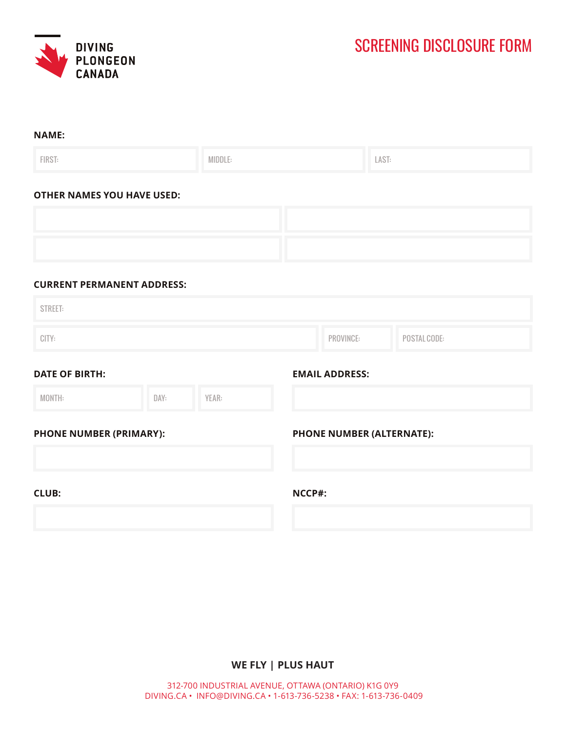DIVING PLONGEON CANADA

# SCREENING DISCLOSURE FORM

**NAME:**

| FIRST: | MIDDLE: | LAST: |
| --- | --- | --- |
| | | |

**OTHER NAMES YOU HAVE USED:**

| | |
| --- | --- |
| | |
| | |

**CURRENT PERMANENT ADDRESS:**

STREET:

| CITY: | PROVINCE: | POSTAL CODE: |
| --- | --- | --- |
| | | |

**DATE OF BIRTH:**

| MONTH: | DAY: | YEAR: |
| --- | --- | --- |
| | | |

**EMAIL ADDRESS:**

**PHONE NUMBER (PRIMARY):**

**PHONE NUMBER (ALTERNATE):**

**CLUB:**

**NCCP#:**

**WE FLY | PLUS HAUT**

312-700 INDUSTRIAL AVENUE, OTTAWA (ONTARIO) K1G 0Y9
DIVING.CA • INFO@DIVING.CA • 1-613-736-5238 • FAX: 1-613-736-0409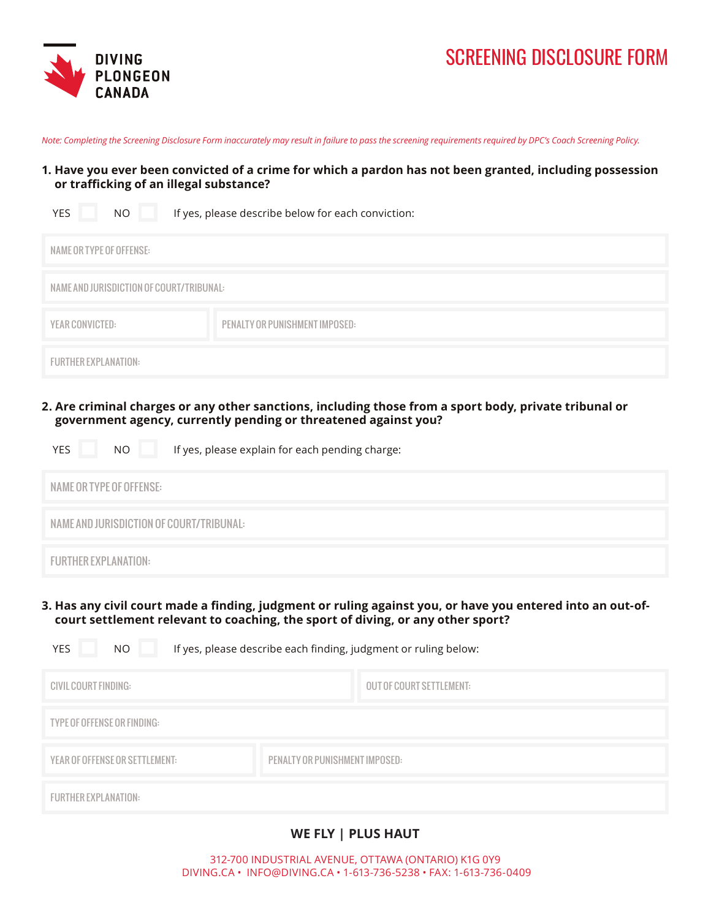DIVING PLONGEON CANADA

# SCREENING DISCLOSURE FORM

*Note: Completing the Screening Disclosure Form inaccurately may result in failure to pass the screening requirements required by DPC's Coach Screening Policy.*

**1. Have you ever been convicted of a crime for which a pardon has not been granted, including possession or trafficking of an illegal substance?**

YES ☐ NO ☐ If yes, please describe below for each conviction:

| NAME OR TYPE OF OFFENSE: | |
|---|---|
| NAME AND JURISDICTION OF COURT/TRIBUNAL: | |
| YEAR CONVICTED: | PENALTY OR PUNISHMENT IMPOSED: |
| FURTHER EXPLANATION: | |

**2. Are criminal charges or any other sanctions, including those from a sport body, private tribunal or government agency, currently pending or threatened against you?**

YES ☐ NO ☐ If yes, please explain for each pending charge:

| NAME OR TYPE OF OFFENSE: |
|---|
| NAME AND JURISDICTION OF COURT/TRIBUNAL: |
| FURTHER EXPLANATION: |

**3. Has any civil court made a finding, judgment or ruling against you, or have you entered into an out-of-court settlement relevant to coaching, the sport of diving, or any other sport?**

YES ☐ NO ☐ If yes, please describe each finding, judgment or ruling below:

| CIVIL COURT FINDING: | OUT OF COURT SETTLEMENT: |
|---|---|
| TYPE OF OFFENSE OR FINDING: | |
| YEAR OF OFFENSE OR SETTLEMENT: | PENALTY OR PUNISHMENT IMPOSED: |
| FURTHER EXPLANATION: | |

**WE FLY | PLUS HAUT**

312-700 INDUSTRIAL AVENUE, OTTAWA (ONTARIO) K1G 0Y9
DIVING.CA • INFO@DIVING.CA • 1-613-736-5238 • FAX: 1-613-736-0409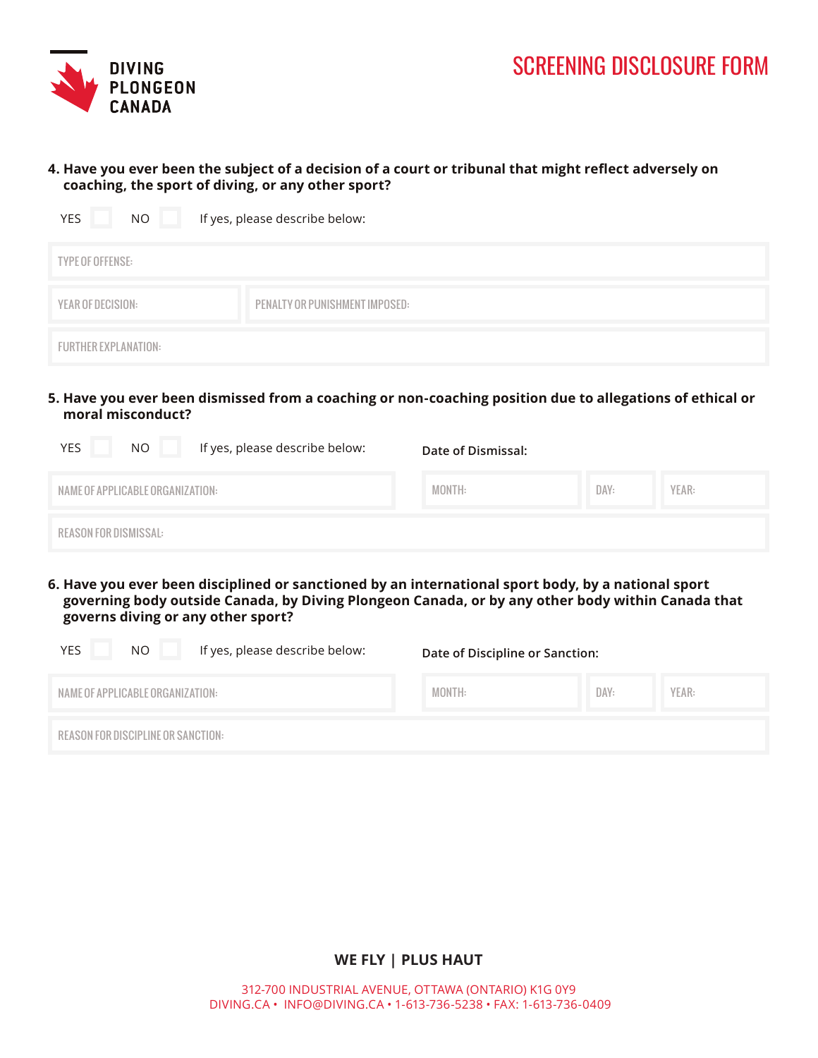**DIVING PLONGEON CANADA**

# SCREENING DISCLOSURE FORM

**4. Have you ever been the subject of a decision of a court or tribunal that might reflect adversely on coaching, the sport of diving, or any other sport?**

YES ☐ NO ☐ If yes, please describe below:

| TYPE OF OFFENSE: | |
|---|---|
| YEAR OF DECISION: | PENALTY OR PUNISHMENT IMPOSED: |
| FURTHER EXPLANATION: | |

**5. Have you ever been dismissed from a coaching or non-coaching position due to allegations of ethical or moral misconduct?**

YES ☐ NO ☐ If yes, please describe below:

**Date of Dismissal:**

| NAME OF APPLICABLE ORGANIZATION: | MONTH: | DAY: | YEAR: |
|---|---|---|---|
| REASON FOR DISMISSAL: | | | |

**6. Have you ever been disciplined or sanctioned by an international sport body, by a national sport governing body outside Canada, by Diving Plongeon Canada, or by any other body within Canada that governs diving or any other sport?**

YES ☐ NO ☐ If yes, please describe below:

**Date of Discipline or Sanction:**

| NAME OF APPLICABLE ORGANIZATION: | MONTH: | DAY: | YEAR: |
|---|---|---|---|
| REASON FOR DISCIPLINE OR SANCTION: | | | |

**WE FLY | PLUS HAUT**

312-700 INDUSTRIAL AVENUE, OTTAWA (ONTARIO) K1G 0Y9
DIVING.CA • INFO@DIVING.CA • 1-613-736-5238 • FAX: 1-613-736-0409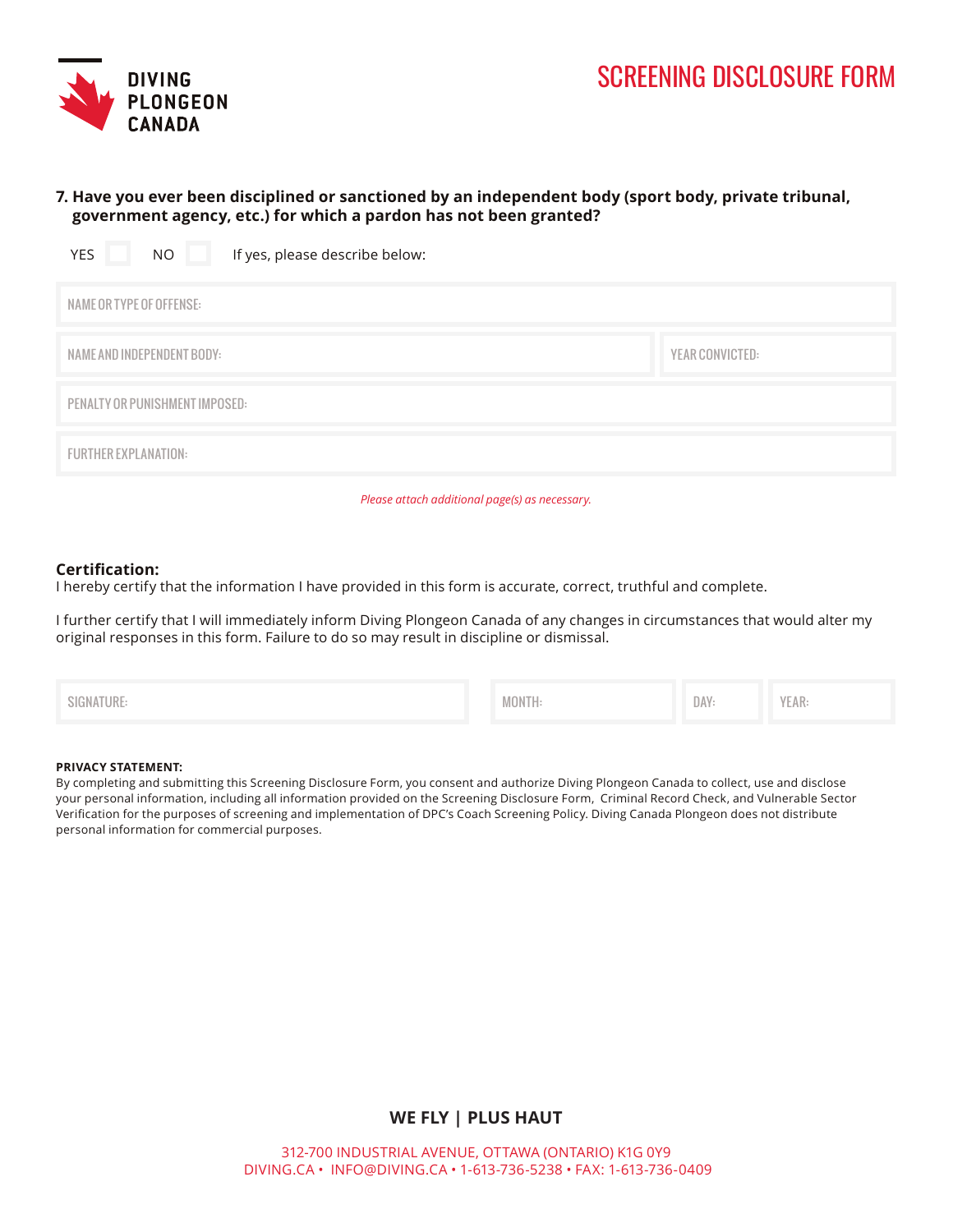DIVING PLONGEON CANADA

# SCREENING DISCLOSURE FORM

**7. Have you ever been disciplined or sanctioned by an independent body (sport body, private tribunal, government agency, etc.) for which a pardon has not been granted?**

YES ☐ NO ☐ If yes, please describe below:

| | |
|---|---|
| NAME OR TYPE OF OFFENSE: | |
| NAME AND INDEPENDENT BODY: | YEAR CONVICTED: |
| PENALTY OR PUNISHMENT IMPOSED: | |
| FURTHER EXPLANATION: | |

*Please attach additional page(s) as necessary.*

**Certification:**
I hereby certify that the information I have provided in this form is accurate, correct, truthful and complete.

I further certify that I will immediately inform Diving Plongeon Canada of any changes in circumstances that would alter my original responses in this form. Failure to do so may result in discipline or dismissal.

| | | | |
|---|---|---|---|
| SIGNATURE: | MONTH: | DAY: | YEAR: |

**PRIVACY STATEMENT:**
By completing and submitting this Screening Disclosure Form, you consent and authorize Diving Plongeon Canada to collect, use and disclose your personal information, including all information provided on the Screening Disclosure Form, Criminal Record Check, and Vulnerable Sector Verification for the purposes of screening and implementation of DPC's Coach Screening Policy. Diving Canada Plongeon does not distribute personal information for commercial purposes.

**WE FLY | PLUS HAUT**

312-700 INDUSTRIAL AVENUE, OTTAWA (ONTARIO) K1G 0Y9
DIVING.CA • INFO@DIVING.CA • 1-613-736-5238 • FAX: 1-613-736-0409